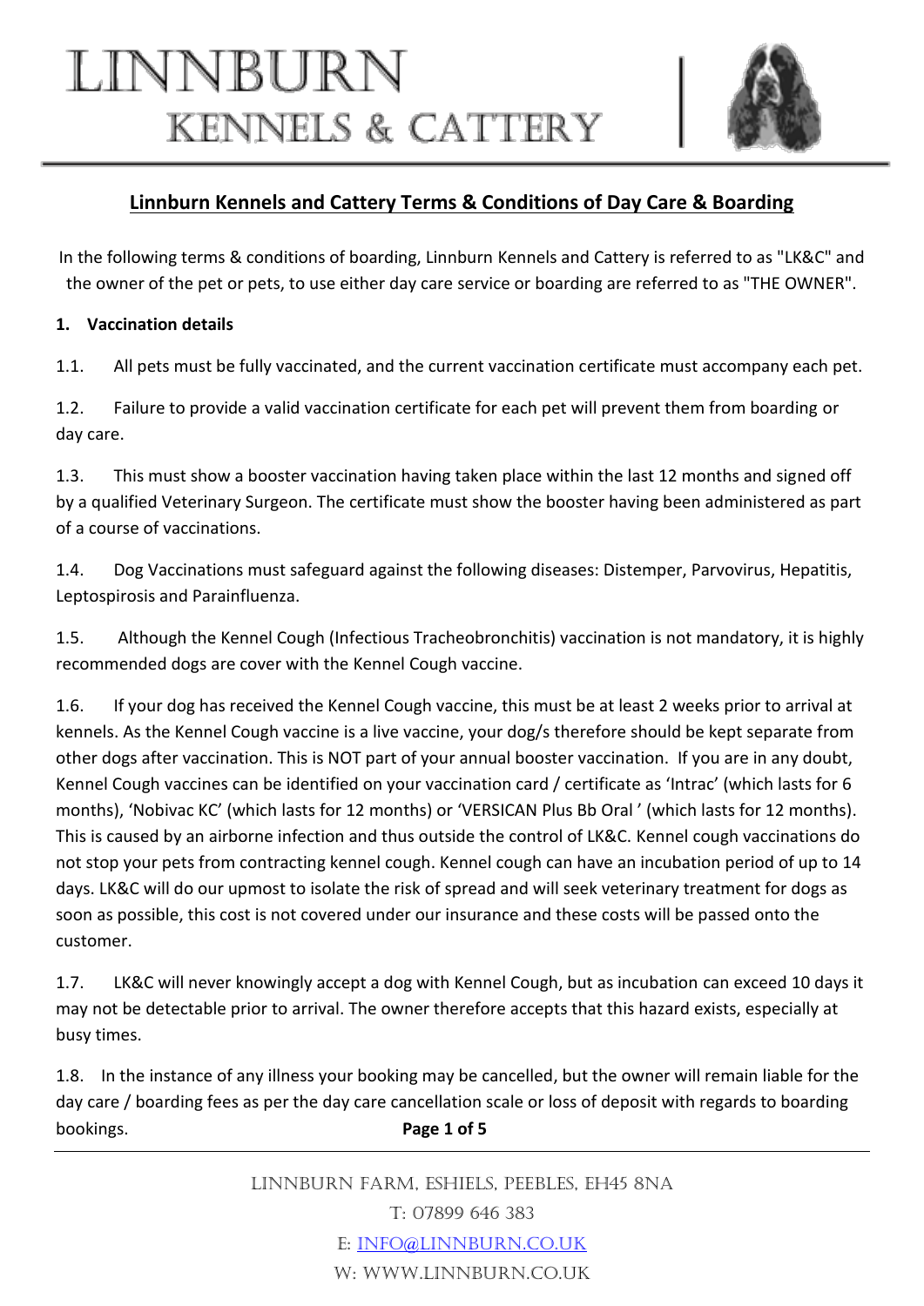// LINNBURN
## KENNELS & CATTERY

## Linnburn Kennels and Cattery Terms & Conditions of Day Care & Boarding

In the following terms & conditions of boarding, Linnburn Kennels and Cattery is referred to as "LK&C" and the owner of the pet or pets, to use either day care service or boarding are referred to as "THE OWNER".

**1. Vaccination details**

1.1. All pets must be fully vaccinated, and the current vaccination certificate must accompany each pet.

1.2. Failure to provide a valid vaccination certificate for each pet will prevent them from boarding or day care.

1.3. This must show a booster vaccination having taken place within the last 12 months and signed off by a qualified Veterinary Surgeon. The certificate must show the booster having been administered as part of a course of vaccinations.

1.4. Dog Vaccinations must safeguard against the following diseases: Distemper, Parvovirus, Hepatitis, Leptospirosis and Parainfluenza.

1.5. Although the Kennel Cough (Infectious Tracheobronchitis) vaccination is not mandatory, it is highly recommended dogs are cover with the Kennel Cough vaccine.

1.6. If your dog has received the Kennel Cough vaccine, this must be at least 2 weeks prior to arrival at kennels. As the Kennel Cough vaccine is a live vaccine, your dog/s therefore should be kept separate from other dogs after vaccination. This is NOT part of your annual booster vaccination. If you are in any doubt, Kennel Cough vaccines can be identified on your vaccination card / certificate as 'Intrac' (which lasts for 6 months), 'Nobivac KC' (which lasts for 12 months) or 'VERSICAN Plus Bb Oral ' (which lasts for 12 months). This is caused by an airborne infection and thus outside the control of LK&C. Kennel cough vaccinations do not stop your pets from contracting kennel cough. Kennel cough can have an incubation period of up to 14 days. LK&C will do our upmost to isolate the risk of spread and will seek veterinary treatment for dogs as soon as possible, this cost is not covered under our insurance and these costs will be passed onto the customer.

1.7. LK&C will never knowingly accept a dog with Kennel Cough, but as incubation can exceed 10 days it may not be detectable prior to arrival. The owner therefore accepts that this hazard exists, especially at busy times.

1.8. In the instance of any illness your booking may be cancelled, but the owner will remain liable for the day care / boarding fees as per the day care cancellation scale or loss of deposit with regards to boarding bookings.

LINNBURN FARM, ESHIELS, PEEBLES, EH45 8NA
T: 07899 646 383
E: INFO@LINNBURN.CO.UK
W: WWW.LINNBURN.CO.UK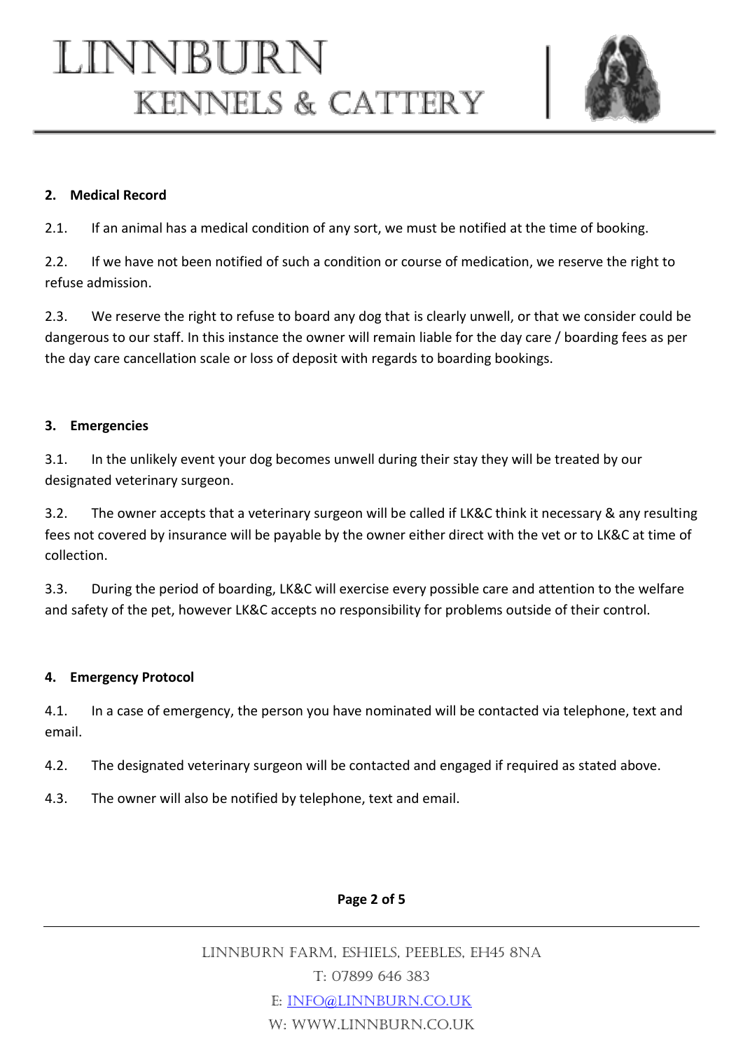## 2. Medical Record

2.1. If an animal has a medical condition of any sort, we must be notified at the time of booking.

2.2. If we have not been notified of such a condition or course of medication, we reserve the right to refuse admission.

2.3. We reserve the right to refuse to board any dog that is clearly unwell, or that we consider could be dangerous to our staff. In this instance the owner will remain liable for the day care / boarding fees as per the day care cancellation scale or loss of deposit with regards to boarding bookings.

## 3. Emergencies

3.1. In the unlikely event your dog becomes unwell during their stay they will be treated by our designated veterinary surgeon.

3.2. The owner accepts that a veterinary surgeon will be called if LK&C think it necessary & any resulting fees not covered by insurance will be payable by the owner either direct with the vet or to LK&C at time of collection.

3.3. During the period of boarding, LK&C will exercise every possible care and attention to the welfare and safety of the pet, however LK&C accepts no responsibility for problems outside of their control.

## 4. Emergency Protocol

4.1. In a case of emergency, the person you have nominated will be contacted via telephone, text and email.

4.2. The designated veterinary surgeon will be contacted and engaged if required as stated above.

4.3. The owner will also be notified by telephone, text and email.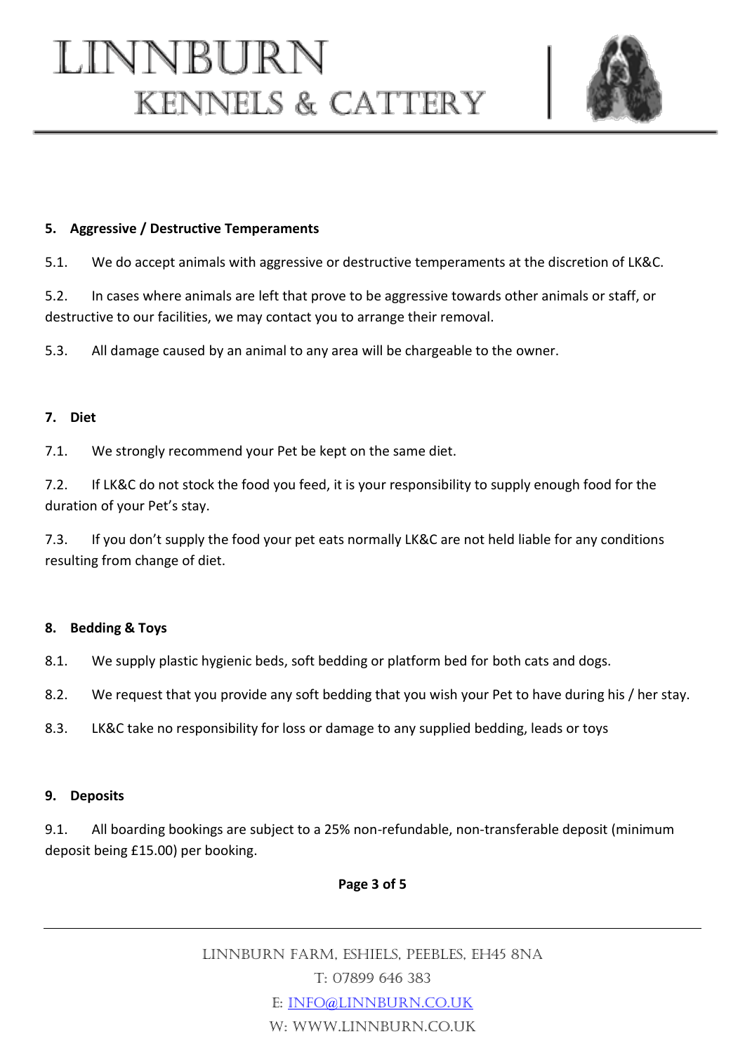### 5. Aggressive / Destructive Temperaments

5.1. We do accept animals with aggressive or destructive temperaments at the discretion of LK&C.

5.2. In cases where animals are left that prove to be aggressive towards other animals or staff, or destructive to our facilities, we may contact you to arrange their removal.

5.3. All damage caused by an animal to any area will be chargeable to the owner.

### 7. Diet

7.1. We strongly recommend your Pet be kept on the same diet.

7.2. If LK&C do not stock the food you feed, it is your responsibility to supply enough food for the duration of your Pet's stay.

7.3. If you don't supply the food your pet eats normally LK&C are not held liable for any conditions resulting from change of diet.

### 8. Bedding & Toys

8.1. We supply plastic hygienic beds, soft bedding or platform bed for both cats and dogs.

8.2. We request that you provide any soft bedding that you wish your Pet to have during his / her stay.

8.3. LK&C take no responsibility for loss or damage to any supplied bedding, leads or toys

### 9. Deposits

9.1. All boarding bookings are subject to a 25% non-refundable, non-transferable deposit (minimum deposit being £15.00) per booking.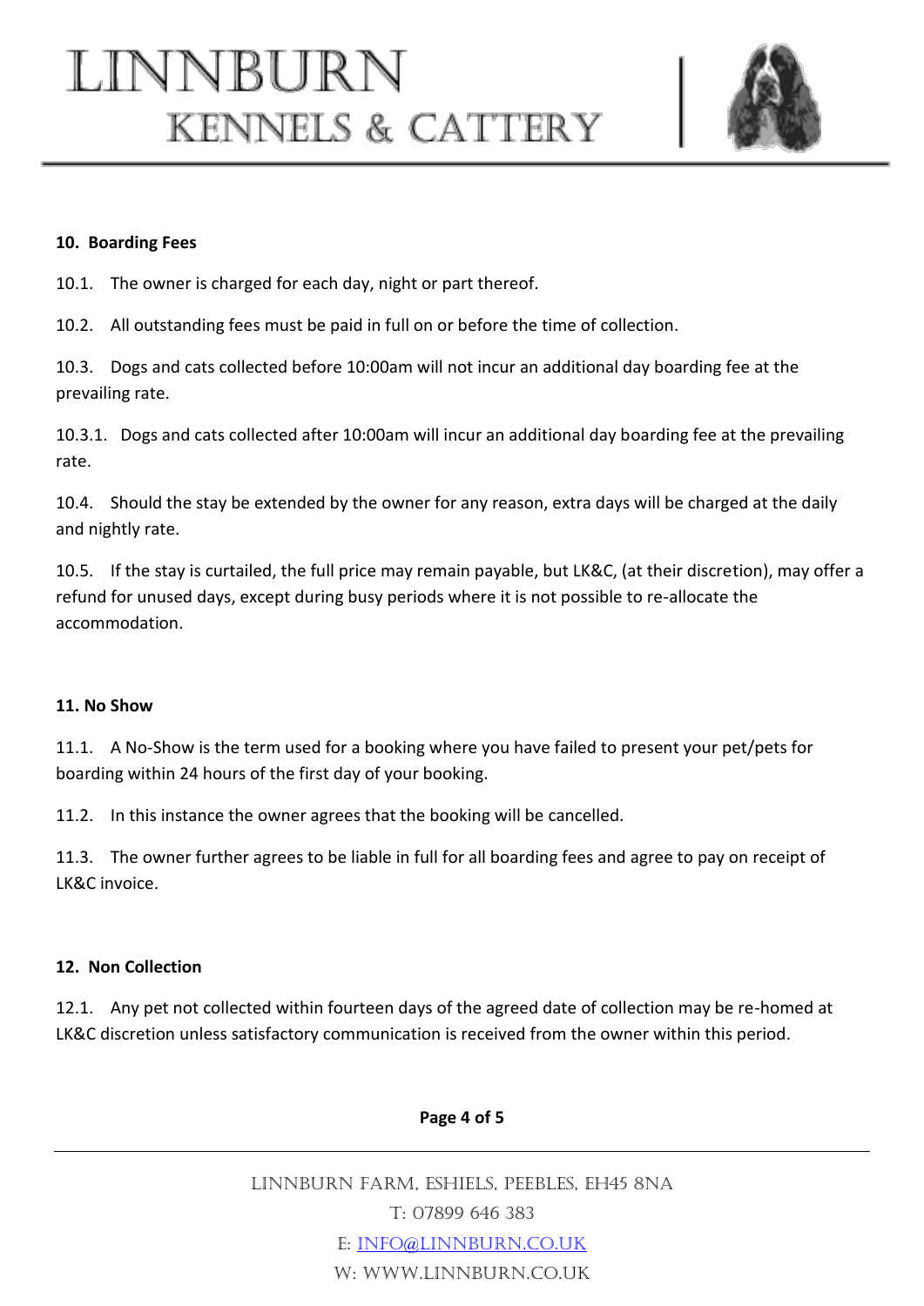## 10. Boarding Fees

10.1. The owner is charged for each day, night or part thereof.

10.2. All outstanding fees must be paid in full on or before the time of collection.

10.3. Dogs and cats collected before 10:00am will not incur an additional day boarding fee at the prevailing rate.

10.3.1. Dogs and cats collected after 10:00am will incur an additional day boarding fee at the prevailing rate.

10.4. Should the stay be extended by the owner for any reason, extra days will be charged at the daily and nightly rate.

10.5. If the stay is curtailed, the full price may remain payable, but LK&C, (at their discretion), may offer a refund for unused days, except during busy periods where it is not possible to re-allocate the accommodation.

## 11. No Show

11.1. A No-Show is the term used for a booking where you have failed to present your pet/pets for boarding within 24 hours of the first day of your booking.

11.2. In this instance the owner agrees that the booking will be cancelled.

11.3. The owner further agrees to be liable in full for all boarding fees and agree to pay on receipt of LK&C invoice.

## 12. Non Collection

12.1. Any pet not collected within fourteen days of the agreed date of collection may be re-homed at LK&C discretion unless satisfactory communication is received from the owner within this period.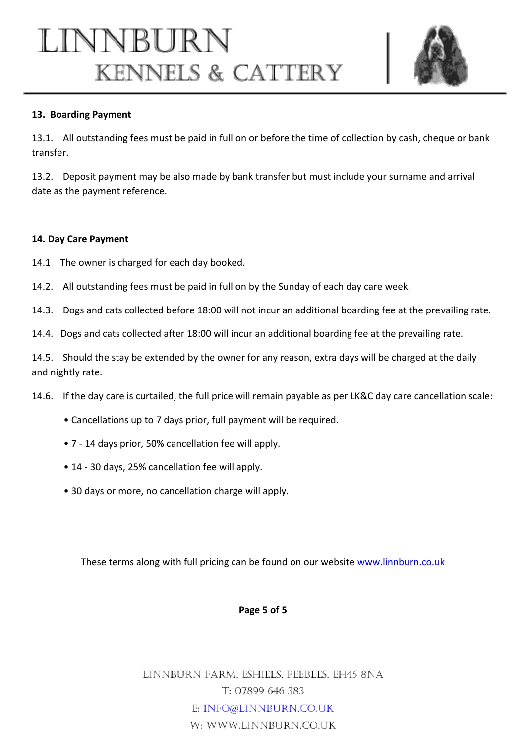### 13. Boarding Payment

13.1. All outstanding fees must be paid in full on or before the time of collection by cash, cheque or bank transfer.

13.2. Deposit payment may be also made by bank transfer but must include your surname and arrival date as the payment reference.

### 14. Day Care Payment

14.1 The owner is charged for each day booked.

14.2. All outstanding fees must be paid in full on by the Sunday of each day care week.

14.3. Dogs and cats collected before 18:00 will not incur an additional boarding fee at the prevailing rate.

14.4. Dogs and cats collected after 18:00 will incur an additional boarding fee at the prevailing rate.

14.5. Should the stay be extended by the owner for any reason, extra days will be charged at the daily and nightly rate.

14.6. If the day care is curtailed, the full price will remain payable as per LK&C day care cancellation scale:

- Cancellations up to 7 days prior, full payment will be required.
- 7 - 14 days prior, 50% cancellation fee will apply.
- 14 - 30 days, 25% cancellation fee will apply.
- 30 days or more, no cancellation charge will apply.

These terms along with full pricing can be found on our website [www.linnburn.co.uk](http://www.linnburn.co.uk)